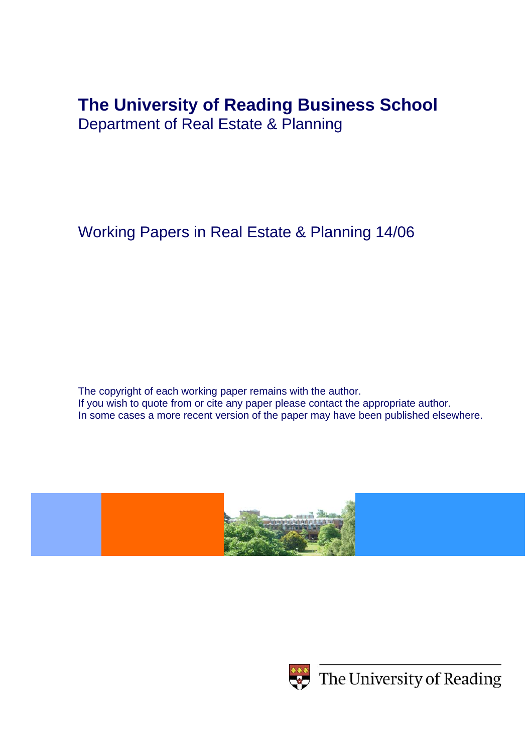# The University of Reading Business School

Department of Real Estate & Planning

Working Papers in Real Estate & Planning 14/06

The copyright of each working paper remains with the author.
If you wish to quote from or cite any paper please contact the appropriate author.
In some cases a more recent version of the paper may have been published elsewhere.

The University of Reading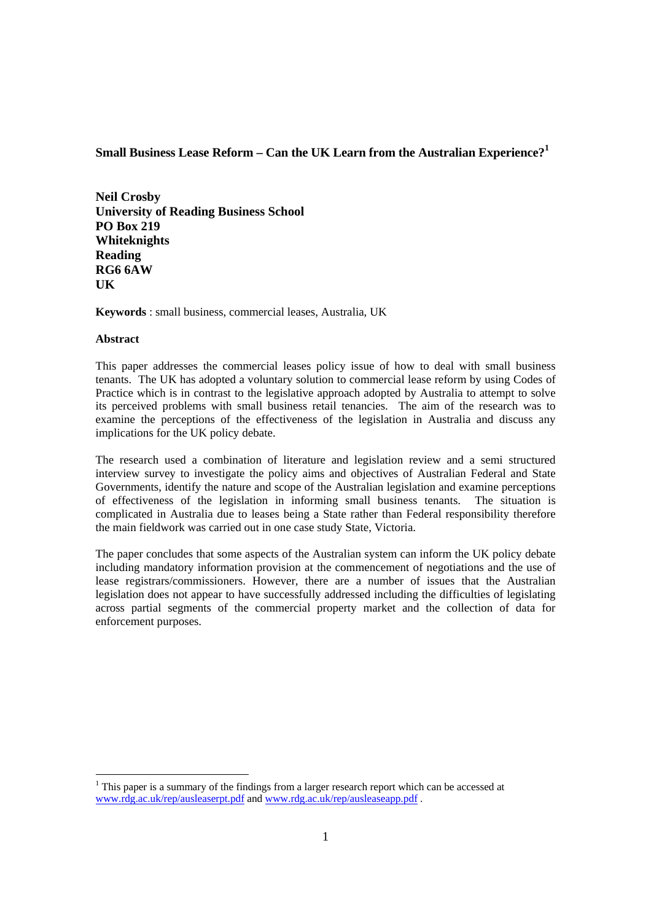**Small Business Lease Reform – Can the UK Learn from the Australian Experience?[1]**

**Neil Crosby**
**University of Reading Business School**
**PO Box 219**
**Whiteknights**
**Reading**
**RG6 6AW**
**UK**

**Keywords** : small business, commercial leases, Australia, UK

**Abstract**

This paper addresses the commercial leases policy issue of how to deal with small business tenants. The UK has adopted a voluntary solution to commercial lease reform by using Codes of Practice which is in contrast to the legislative approach adopted by Australia to attempt to solve its perceived problems with small business retail tenancies. The aim of the research was to examine the perceptions of the effectiveness of the legislation in Australia and discuss any implications for the UK policy debate.

The research used a combination of literature and legislation review and a semi structured interview survey to investigate the policy aims and objectives of Australian Federal and State Governments, identify the nature and scope of the Australian legislation and examine perceptions of effectiveness of the legislation in informing small business tenants. The situation is complicated in Australia due to leases being a State rather than Federal responsibility therefore the main fieldwork was carried out in one case study State, Victoria.

The paper concludes that some aspects of the Australian system can inform the UK policy debate including mandatory information provision at the commencement of negotiations and the use of lease registrars/commissioners. However, there are a number of issues that the Australian legislation does not appear to have successfully addressed including the difficulties of legislating across partial segments of the commercial property market and the collection of data for enforcement purposes.

---

[1] This paper is a summary of the findings from a larger research report which can be accessed at www.rdg.ac.uk/rep/ausleaserpt.pdf and www.rdg.ac.uk/rep/ausleaseapp.pdf .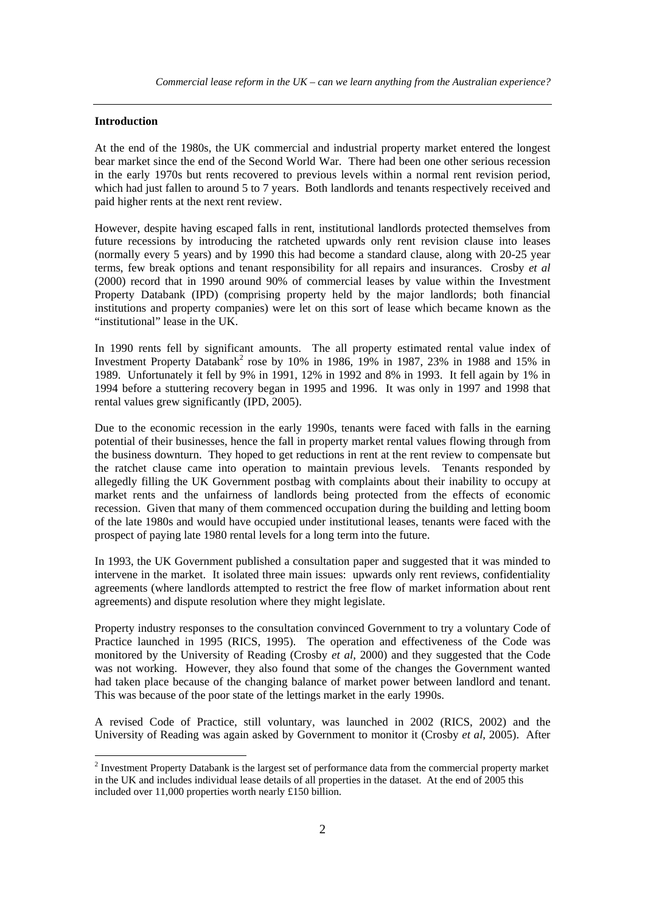## Introduction

At the end of the 1980s, the UK commercial and industrial property market entered the longest bear market since the end of the Second World War. There had been one other serious recession in the early 1970s but rents recovered to previous levels within a normal rent revision period, which had just fallen to around 5 to 7 years. Both landlords and tenants respectively received and paid higher rents at the next rent review.

However, despite having escaped falls in rent, institutional landlords protected themselves from future recessions by introducing the ratcheted upwards only rent revision clause into leases (normally every 5 years) and by 1990 this had become a standard clause, along with 20-25 year terms, few break options and tenant responsibility for all repairs and insurances. Crosby *et al* (2000) record that in 1990 around 90% of commercial leases by value within the Investment Property Databank (IPD) (comprising property held by the major landlords; both financial institutions and property companies) were let on this sort of lease which became known as the "institutional" lease in the UK.

In 1990 rents fell by significant amounts. The all property estimated rental value index of Investment Property Databank[2] rose by 10% in 1986, 19% in 1987, 23% in 1988 and 15% in 1989. Unfortunately it fell by 9% in 1991, 12% in 1992 and 8% in 1993. It fell again by 1% in 1994 before a stuttering recovery began in 1995 and 1996. It was only in 1997 and 1998 that rental values grew significantly (IPD, 2005).

Due to the economic recession in the early 1990s, tenants were faced with falls in the earning potential of their businesses, hence the fall in property market rental values flowing through from the business downturn. They hoped to get reductions in rent at the rent review to compensate but the ratchet clause came into operation to maintain previous levels. Tenants responded by allegedly filling the UK Government postbag with complaints about their inability to occupy at market rents and the unfairness of landlords being protected from the effects of economic recession. Given that many of them commenced occupation during the building and letting boom of the late 1980s and would have occupied under institutional leases, tenants were faced with the prospect of paying late 1980 rental levels for a long term into the future.

In 1993, the UK Government published a consultation paper and suggested that it was minded to intervene in the market. It isolated three main issues: upwards only rent reviews, confidentiality agreements (where landlords attempted to restrict the free flow of market information about rent agreements) and dispute resolution where they might legislate.

Property industry responses to the consultation convinced Government to try a voluntary Code of Practice launched in 1995 (RICS, 1995). The operation and effectiveness of the Code was monitored by the University of Reading (Crosby *et al*, 2000) and they suggested that the Code was not working. However, they also found that some of the changes the Government wanted had taken place because of the changing balance of market power between landlord and tenant. This was because of the poor state of the lettings market in the early 1990s.

A revised Code of Practice, still voluntary, was launched in 2002 (RICS, 2002) and the University of Reading was again asked by Government to monitor it (Crosby *et al*, 2005). After

---

[2] Investment Property Databank is the largest set of performance data from the commercial property market in the UK and includes individual lease details of all properties in the dataset. At the end of 2005 this included over 11,000 properties worth nearly £150 billion.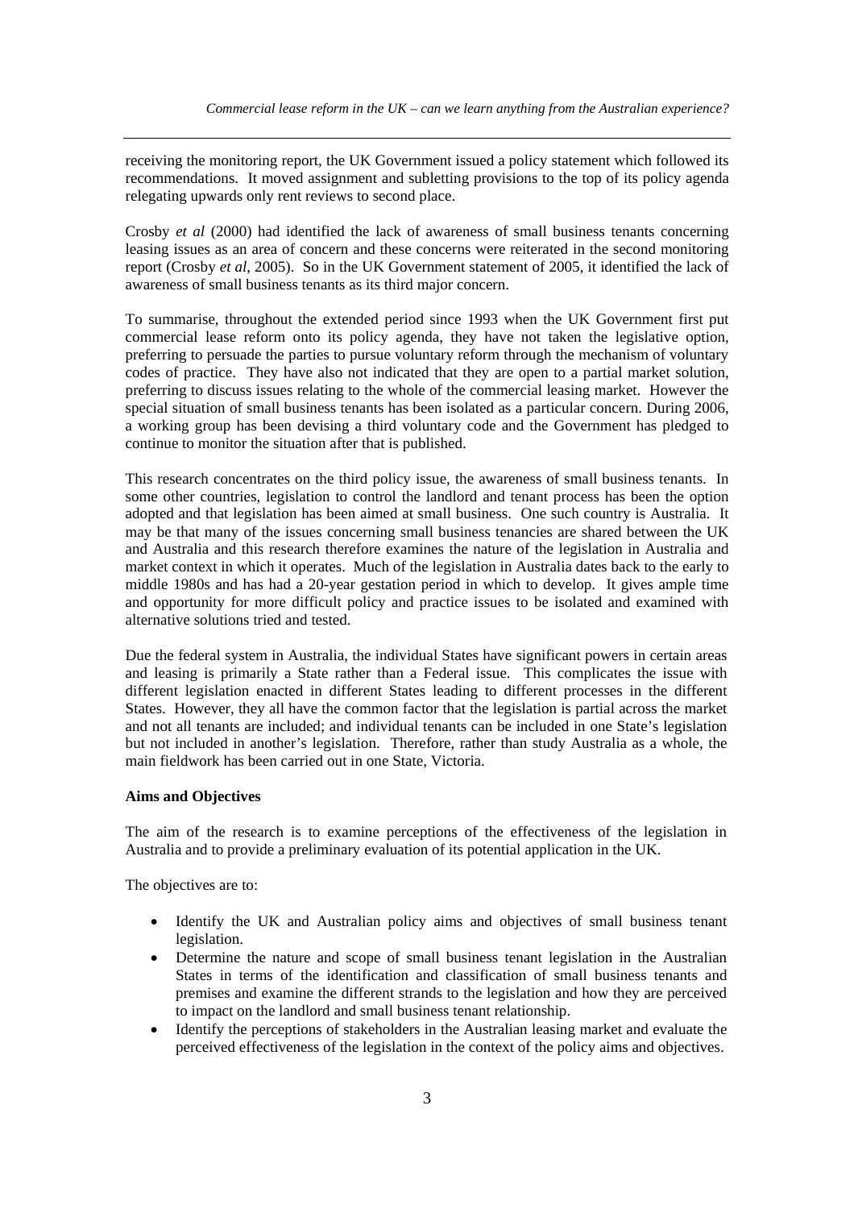receiving the monitoring report, the UK Government issued a policy statement which followed its recommendations. It moved assignment and subletting provisions to the top of its policy agenda relegating upwards only rent reviews to second place.

Crosby *et al* (2000) had identified the lack of awareness of small business tenants concerning leasing issues as an area of concern and these concerns were reiterated in the second monitoring report (Crosby *et al*, 2005). So in the UK Government statement of 2005, it identified the lack of awareness of small business tenants as its third major concern.

To summarise, throughout the extended period since 1993 when the UK Government first put commercial lease reform onto its policy agenda, they have not taken the legislative option, preferring to persuade the parties to pursue voluntary reform through the mechanism of voluntary codes of practice. They have also not indicated that they are open to a partial market solution, preferring to discuss issues relating to the whole of the commercial leasing market. However the special situation of small business tenants has been isolated as a particular concern. During 2006, a working group has been devising a third voluntary code and the Government has pledged to continue to monitor the situation after that is published.

This research concentrates on the third policy issue, the awareness of small business tenants. In some other countries, legislation to control the landlord and tenant process has been the option adopted and that legislation has been aimed at small business. One such country is Australia. It may be that many of the issues concerning small business tenancies are shared between the UK and Australia and this research therefore examines the nature of the legislation in Australia and market context in which it operates. Much of the legislation in Australia dates back to the early to middle 1980s and has had a 20-year gestation period in which to develop. It gives ample time and opportunity for more difficult policy and practice issues to be isolated and examined with alternative solutions tried and tested.

Due the federal system in Australia, the individual States have significant powers in certain areas and leasing is primarily a State rather than a Federal issue. This complicates the issue with different legislation enacted in different States leading to different processes in the different States. However, they all have the common factor that the legislation is partial across the market and not all tenants are included; and individual tenants can be included in one State's legislation but not included in another's legislation. Therefore, rather than study Australia as a whole, the main fieldwork has been carried out in one State, Victoria.

**Aims and Objectives**

The aim of the research is to examine perceptions of the effectiveness of the legislation in Australia and to provide a preliminary evaluation of its potential application in the UK.

The objectives are to:

- Identify the UK and Australian policy aims and objectives of small business tenant legislation.
- Determine the nature and scope of small business tenant legislation in the Australian States in terms of the identification and classification of small business tenants and premises and examine the different strands to the legislation and how they are perceived to impact on the landlord and small business tenant relationship.
- Identify the perceptions of stakeholders in the Australian leasing market and evaluate the perceived effectiveness of the legislation in the context of the policy aims and objectives.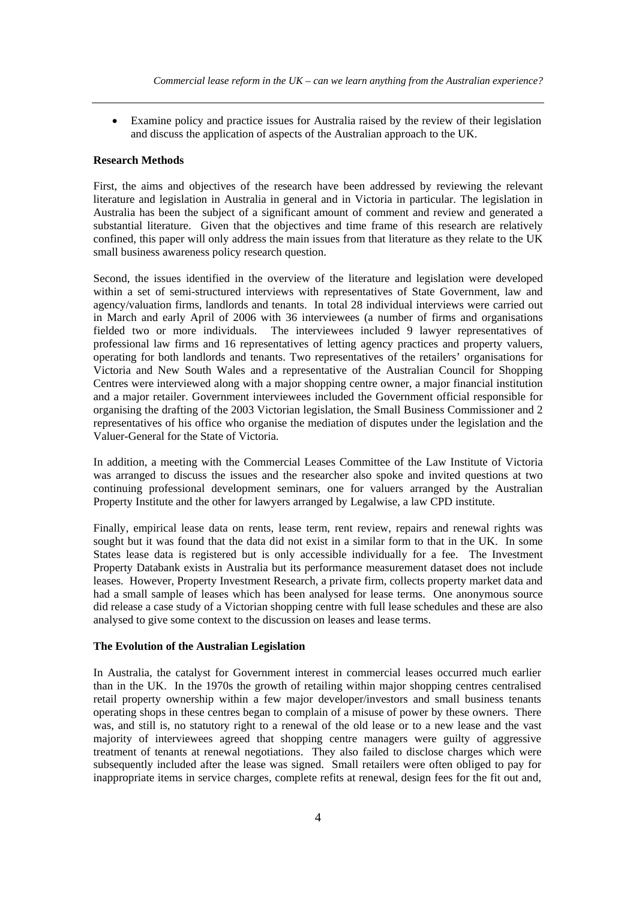- Examine policy and practice issues for Australia raised by the review of their legislation and discuss the application of aspects of the Australian approach to the UK.

**Research Methods**

First, the aims and objectives of the research have been addressed by reviewing the relevant literature and legislation in Australia in general and in Victoria in particular. The legislation in Australia has been the subject of a significant amount of comment and review and generated a substantial literature. Given that the objectives and time frame of this research are relatively confined, this paper will only address the main issues from that literature as they relate to the UK small business awareness policy research question.

Second, the issues identified in the overview of the literature and legislation were developed within a set of semi-structured interviews with representatives of State Government, law and agency/valuation firms, landlords and tenants. In total 28 individual interviews were carried out in March and early April of 2006 with 36 interviewees (a number of firms and organisations fielded two or more individuals. The interviewees included 9 lawyer representatives of professional law firms and 16 representatives of letting agency practices and property valuers, operating for both landlords and tenants. Two representatives of the retailers' organisations for Victoria and New South Wales and a representative of the Australian Council for Shopping Centres were interviewed along with a major shopping centre owner, a major financial institution and a major retailer. Government interviewees included the Government official responsible for organising the drafting of the 2003 Victorian legislation, the Small Business Commissioner and 2 representatives of his office who organise the mediation of disputes under the legislation and the Valuer-General for the State of Victoria.

In addition, a meeting with the Commercial Leases Committee of the Law Institute of Victoria was arranged to discuss the issues and the researcher also spoke and invited questions at two continuing professional development seminars, one for valuers arranged by the Australian Property Institute and the other for lawyers arranged by Legalwise, a law CPD institute.

Finally, empirical lease data on rents, lease term, rent review, repairs and renewal rights was sought but it was found that the data did not exist in a similar form to that in the UK. In some States lease data is registered but is only accessible individually for a fee. The Investment Property Databank exists in Australia but its performance measurement dataset does not include leases. However, Property Investment Research, a private firm, collects property market data and had a small sample of leases which has been analysed for lease terms. One anonymous source did release a case study of a Victorian shopping centre with full lease schedules and these are also analysed to give some context to the discussion on leases and lease terms.

**The Evolution of the Australian Legislation**

In Australia, the catalyst for Government interest in commercial leases occurred much earlier than in the UK. In the 1970s the growth of retailing within major shopping centres centralised retail property ownership within a few major developer/investors and small business tenants operating shops in these centres began to complain of a misuse of power by these owners. There was, and still is, no statutory right to a renewal of the old lease or to a new lease and the vast majority of interviewees agreed that shopping centre managers were guilty of aggressive treatment of tenants at renewal negotiations. They also failed to disclose charges which were subsequently included after the lease was signed. Small retailers were often obliged to pay for inappropriate items in service charges, complete refits at renewal, design fees for the fit out and,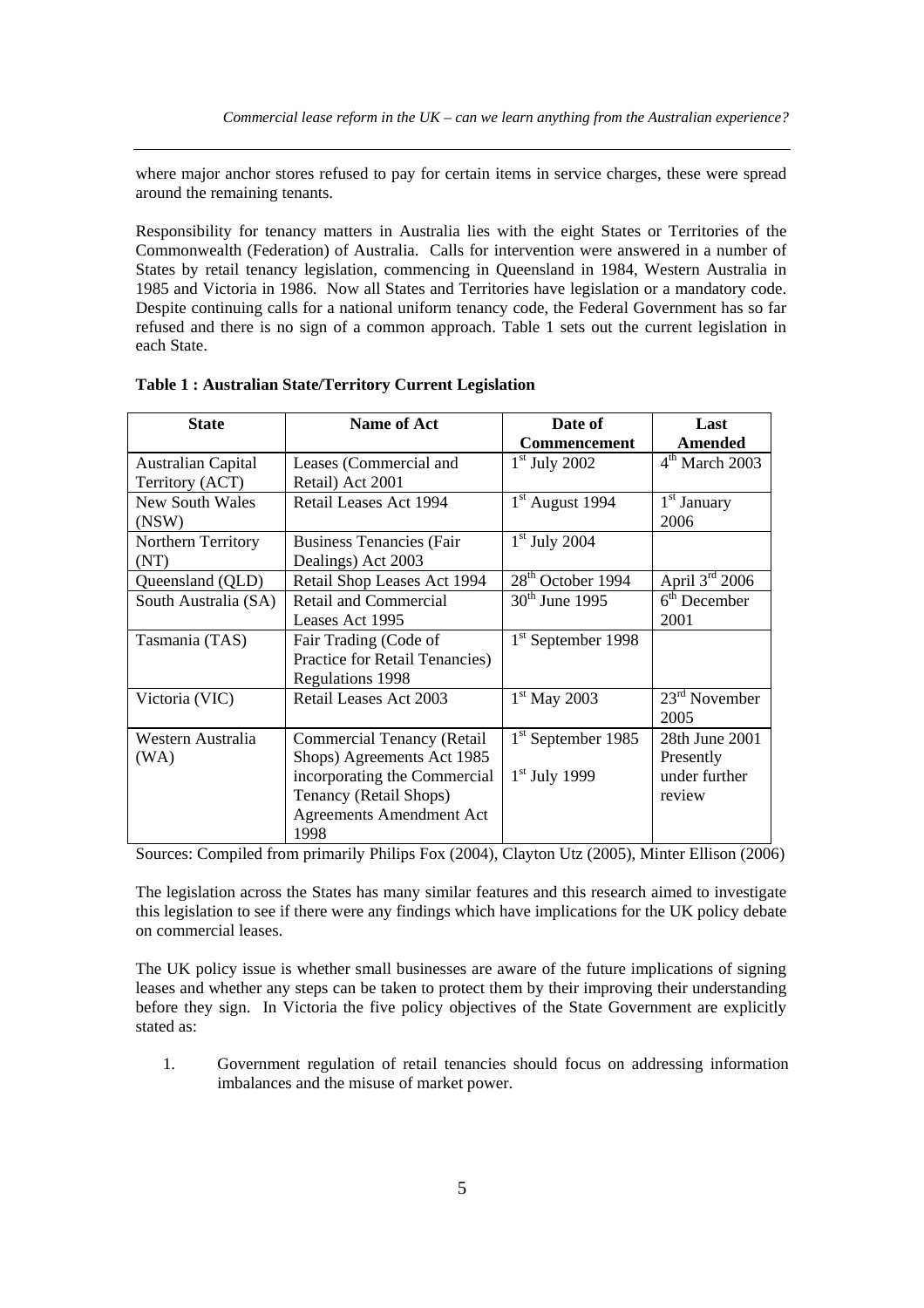where major anchor stores refused to pay for certain items in service charges, these were spread around the remaining tenants.

Responsibility for tenancy matters in Australia lies with the eight States or Territories of the Commonwealth (Federation) of Australia. Calls for intervention were answered in a number of States by retail tenancy legislation, commencing in Queensland in 1984, Western Australia in 1985 and Victoria in 1986. Now all States and Territories have legislation or a mandatory code. Despite continuing calls for a national uniform tenancy code, the Federal Government has so far refused and there is no sign of a common approach. Table 1 sets out the current legislation in each State.

**Table 1 : Australian State/Territory Current Legislation**

| State | Name of Act | Date of Commencement | Last Amended |
|---|---|---|---|
| Australian Capital Territory (ACT) | Leases (Commercial and Retail) Act 2001 | 1st July 2002 | 4th March 2003 |
| New South Wales (NSW) | Retail Leases Act 1994 | 1st August 1994 | 1st January 2006 |
| Northern Territory (NT) | Business Tenancies (Fair Dealings) Act 2003 | 1st July 2004 | |
| Queensland (QLD) | Retail Shop Leases Act 1994 | 28th October 1994 | April 3rd 2006 |
| South Australia (SA) | Retail and Commercial Leases Act 1995 | 30th June 1995 | 6th December 2001 |
| Tasmania (TAS) | Fair Trading (Code of Practice for Retail Tenancies) Regulations 1998 | 1st September 1998 | |
| Victoria (VIC) | Retail Leases Act 2003 | 1st May 2003 | 23rd November 2005 |
| Western Australia (WA) | Commercial Tenancy (Retail Shops) Agreements Act 1985 incorporating the Commercial Tenancy (Retail Shops) Agreements Amendment Act 1998 | 1st September 1985<br>1st July 1999 | 28th June 2001 Presently under further review |

Sources: Compiled from primarily Philips Fox (2004), Clayton Utz (2005), Minter Ellison (2006)

The legislation across the States has many similar features and this research aimed to investigate this legislation to see if there were any findings which have implications for the UK policy debate on commercial leases.

The UK policy issue is whether small businesses are aware of the future implications of signing leases and whether any steps can be taken to protect them by their improving their understanding before they sign. In Victoria the five policy objectives of the State Government are explicitly stated as:

1. Government regulation of retail tenancies should focus on addressing information imbalances and the misuse of market power.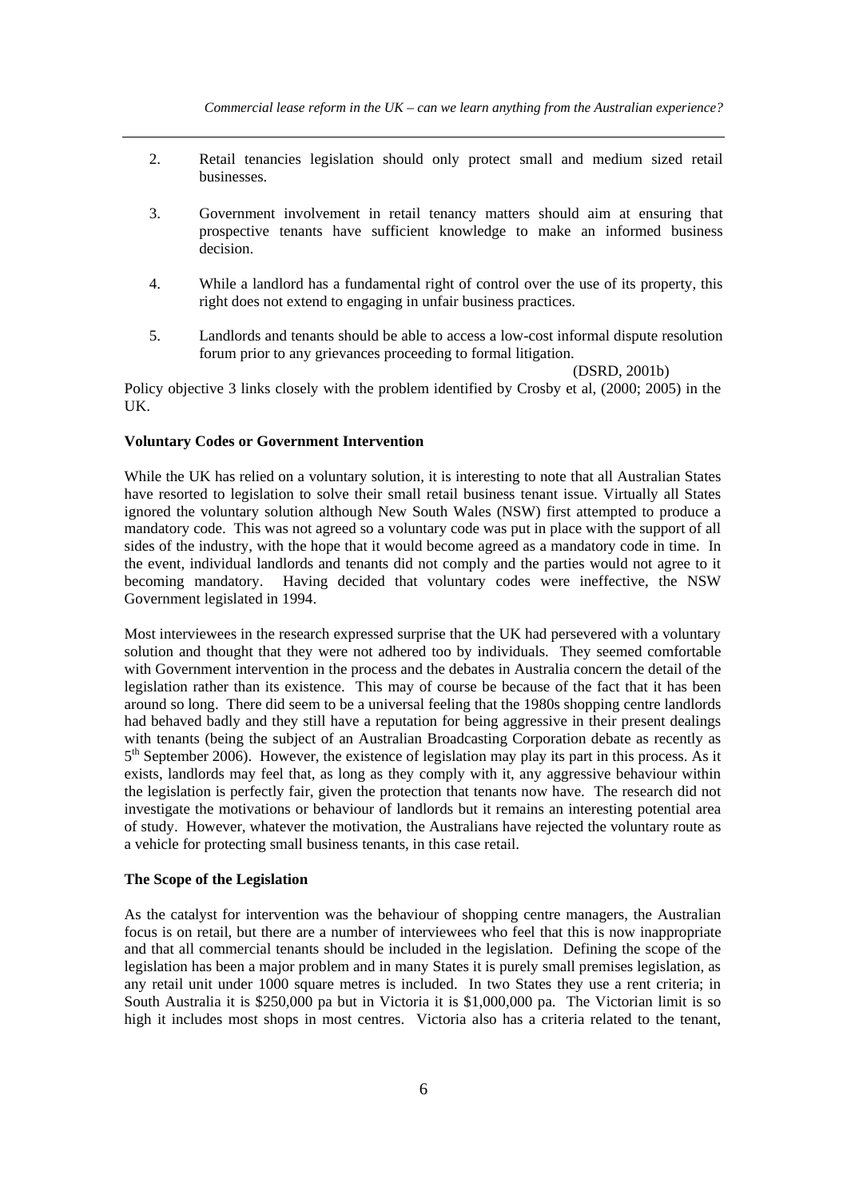2. Retail tenancies legislation should only protect small and medium sized retail businesses.

3. Government involvement in retail tenancy matters should aim at ensuring that prospective tenants have sufficient knowledge to make an informed business decision.

4. While a landlord has a fundamental right of control over the use of its property, this right does not extend to engaging in unfair business practices.

5. Landlords and tenants should be able to access a low-cost informal dispute resolution forum prior to any grievances proceeding to formal litigation.

(DSRD, 2001b)

Policy objective 3 links closely with the problem identified by Crosby et al, (2000; 2005) in the UK.

**Voluntary Codes or Government Intervention**

While the UK has relied on a voluntary solution, it is interesting to note that all Australian States have resorted to legislation to solve their small retail business tenant issue. Virtually all States ignored the voluntary solution although New South Wales (NSW) first attempted to produce a mandatory code. This was not agreed so a voluntary code was put in place with the support of all sides of the industry, with the hope that it would become agreed as a mandatory code in time. In the event, individual landlords and tenants did not comply and the parties would not agree to it becoming mandatory. Having decided that voluntary codes were ineffective, the NSW Government legislated in 1994.

Most interviewees in the research expressed surprise that the UK had persevered with a voluntary solution and thought that they were not adhered too by individuals. They seemed comfortable with Government intervention in the process and the debates in Australia concern the detail of the legislation rather than its existence. This may of course be because of the fact that it has been around so long. There did seem to be a universal feeling that the 1980s shopping centre landlords had behaved badly and they still have a reputation for being aggressive in their present dealings with tenants (being the subject of an Australian Broadcasting Corporation debate as recently as 5th September 2006). However, the existence of legislation may play its part in this process. As it exists, landlords may feel that, as long as they comply with it, any aggressive behaviour within the legislation is perfectly fair, given the protection that tenants now have. The research did not investigate the motivations or behaviour of landlords but it remains an interesting potential area of study. However, whatever the motivation, the Australians have rejected the voluntary route as a vehicle for protecting small business tenants, in this case retail.

**The Scope of the Legislation**

As the catalyst for intervention was the behaviour of shopping centre managers, the Australian focus is on retail, but there are a number of interviewees who feel that this is now inappropriate and that all commercial tenants should be included in the legislation. Defining the scope of the legislation has been a major problem and in many States it is purely small premises legislation, as any retail unit under 1000 square metres is included. In two States they use a rent criteria; in South Australia it is $250,000 pa but in Victoria it is $1,000,000 pa. The Victorian limit is so high it includes most shops in most centres. Victoria also has a criteria related to the tenant,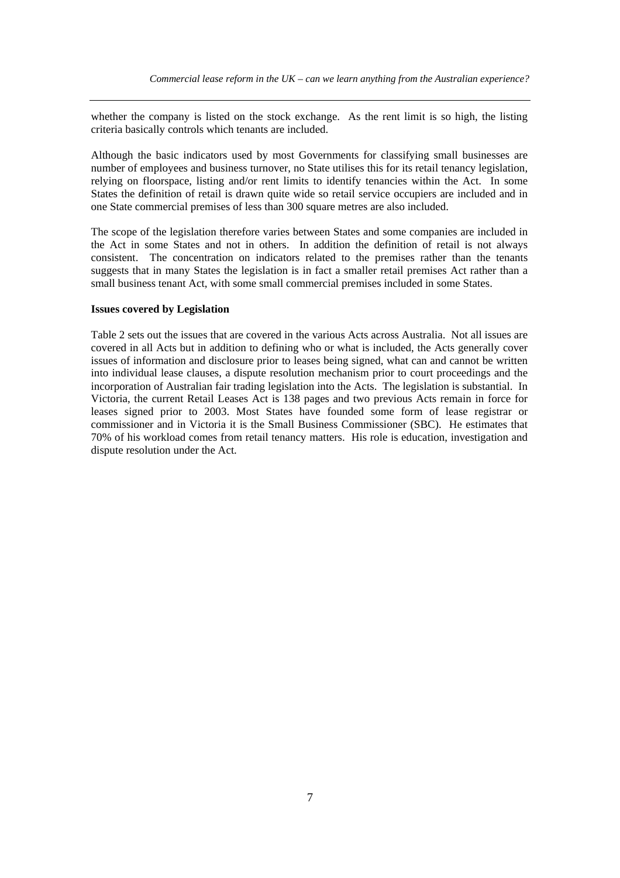whether the company is listed on the stock exchange. As the rent limit is so high, the listing criteria basically controls which tenants are included.

Although the basic indicators used by most Governments for classifying small businesses are number of employees and business turnover, no State utilises this for its retail tenancy legislation, relying on floorspace, listing and/or rent limits to identify tenancies within the Act. In some States the definition of retail is drawn quite wide so retail service occupiers are included and in one State commercial premises of less than 300 square metres are also included.

The scope of the legislation therefore varies between States and some companies are included in the Act in some States and not in others. In addition the definition of retail is not always consistent. The concentration on indicators related to the premises rather than the tenants suggests that in many States the legislation is in fact a smaller retail premises Act rather than a small business tenant Act, with some small commercial premises included in some States.

**Issues covered by Legislation**

Table 2 sets out the issues that are covered in the various Acts across Australia. Not all issues are covered in all Acts but in addition to defining who or what is included, the Acts generally cover issues of information and disclosure prior to leases being signed, what can and cannot be written into individual lease clauses, a dispute resolution mechanism prior to court proceedings and the incorporation of Australian fair trading legislation into the Acts. The legislation is substantial. In Victoria, the current Retail Leases Act is 138 pages and two previous Acts remain in force for leases signed prior to 2003. Most States have founded some form of lease registrar or commissioner and in Victoria it is the Small Business Commissioner (SBC). He estimates that 70% of his workload comes from retail tenancy matters. His role is education, investigation and dispute resolution under the Act.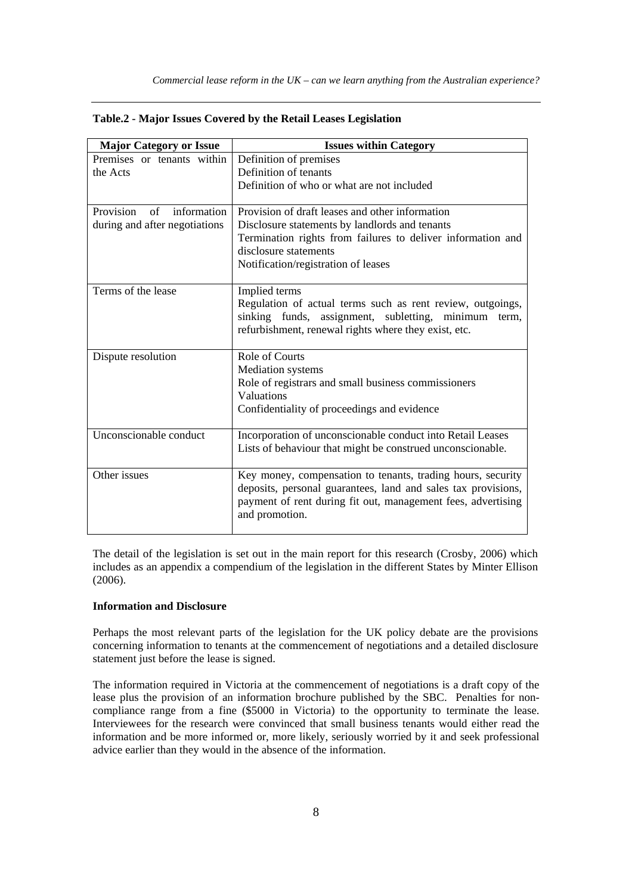**Table.2 - Major Issues Covered by the Retail Leases Legislation**

| Major Category or Issue | Issues within Category |
|---|---|
| Premises or tenants within the Acts | Definition of premises<br>Definition of tenants<br>Definition of who or what are not included |
| Provision of information during and after negotiations | Provision of draft leases and other information<br>Disclosure statements by landlords and tenants<br>Termination rights from failures to deliver information and disclosure statements<br>Notification/registration of leases |
| Terms of the lease | Implied terms<br>Regulation of actual terms such as rent review, outgoings, sinking funds, assignment, subletting, minimum term, refurbishment, renewal rights where they exist, etc. |
| Dispute resolution | Role of Courts<br>Mediation systems<br>Role of registrars and small business commissioners<br>Valuations<br>Confidentiality of proceedings and evidence |
| Unconscionable conduct | Incorporation of unconscionable conduct into Retail Leases<br>Lists of behaviour that might be construed unconscionable. |
| Other issues | Key money, compensation to tenants, trading hours, security deposits, personal guarantees, land and sales tax provisions, payment of rent during fit out, management fees, advertising and promotion. |

The detail of the legislation is set out in the main report for this research (Crosby, 2006) which includes as an appendix a compendium of the legislation in the different States by Minter Ellison (2006).

**Information and Disclosure**

Perhaps the most relevant parts of the legislation for the UK policy debate are the provisions concerning information to tenants at the commencement of negotiations and a detailed disclosure statement just before the lease is signed.

The information required in Victoria at the commencement of negotiations is a draft copy of the lease plus the provision of an information brochure published by the SBC. Penalties for non-compliance range from a fine ($5000 in Victoria) to the opportunity to terminate the lease. Interviewees for the research were convinced that small business tenants would either read the information and be more informed or, more likely, seriously worried by it and seek professional advice earlier than they would in the absence of the information.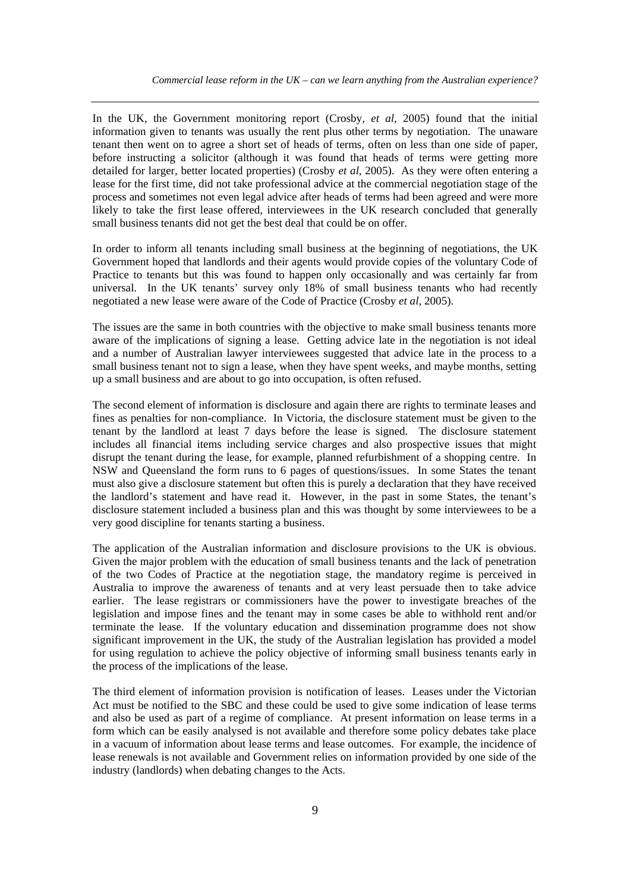In the UK, the Government monitoring report (Crosby, *et al*, 2005) found that the initial information given to tenants was usually the rent plus other terms by negotiation. The unaware tenant then went on to agree a short set of heads of terms, often on less than one side of paper, before instructing a solicitor (although it was found that heads of terms were getting more detailed for larger, better located properties) (Crosby *et al*, 2005). As they were often entering a lease for the first time, did not take professional advice at the commercial negotiation stage of the process and sometimes not even legal advice after heads of terms had been agreed and were more likely to take the first lease offered, interviewees in the UK research concluded that generally small business tenants did not get the best deal that could be on offer.

In order to inform all tenants including small business at the beginning of negotiations, the UK Government hoped that landlords and their agents would provide copies of the voluntary Code of Practice to tenants but this was found to happen only occasionally and was certainly far from universal. In the UK tenants' survey only 18% of small business tenants who had recently negotiated a new lease were aware of the Code of Practice (Crosby *et al*, 2005).

The issues are the same in both countries with the objective to make small business tenants more aware of the implications of signing a lease. Getting advice late in the negotiation is not ideal and a number of Australian lawyer interviewees suggested that advice late in the process to a small business tenant not to sign a lease, when they have spent weeks, and maybe months, setting up a small business and are about to go into occupation, is often refused.

The second element of information is disclosure and again there are rights to terminate leases and fines as penalties for non-compliance. In Victoria, the disclosure statement must be given to the tenant by the landlord at least 7 days before the lease is signed. The disclosure statement includes all financial items including service charges and also prospective issues that might disrupt the tenant during the lease, for example, planned refurbishment of a shopping centre. In NSW and Queensland the form runs to 6 pages of questions/issues. In some States the tenant must also give a disclosure statement but often this is purely a declaration that they have received the landlord's statement and have read it. However, in the past in some States, the tenant's disclosure statement included a business plan and this was thought by some interviewees to be a very good discipline for tenants starting a business.

The application of the Australian information and disclosure provisions to the UK is obvious. Given the major problem with the education of small business tenants and the lack of penetration of the two Codes of Practice at the negotiation stage, the mandatory regime is perceived in Australia to improve the awareness of tenants and at very least persuade then to take advice earlier. The lease registrars or commissioners have the power to investigate breaches of the legislation and impose fines and the tenant may in some cases be able to withhold rent and/or terminate the lease. If the voluntary education and dissemination programme does not show significant improvement in the UK, the study of the Australian legislation has provided a model for using regulation to achieve the policy objective of informing small business tenants early in the process of the implications of the lease.

The third element of information provision is notification of leases. Leases under the Victorian Act must be notified to the SBC and these could be used to give some indication of lease terms and also be used as part of a regime of compliance. At present information on lease terms in a form which can be easily analysed is not available and therefore some policy debates take place in a vacuum of information about lease terms and lease outcomes. For example, the incidence of lease renewals is not available and Government relies on information provided by one side of the industry (landlords) when debating changes to the Acts.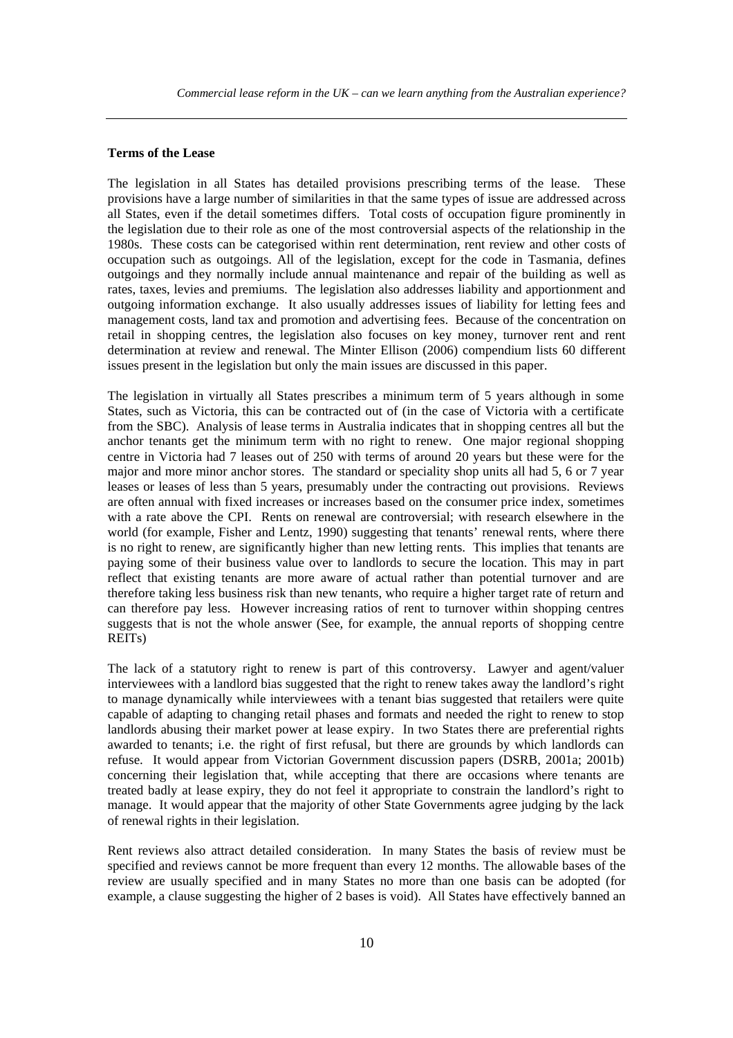**Terms of the Lease**

The legislation in all States has detailed provisions prescribing terms of the lease. These provisions have a large number of similarities in that the same types of issue are addressed across all States, even if the detail sometimes differs. Total costs of occupation figure prominently in the legislation due to their role as one of the most controversial aspects of the relationship in the 1980s. These costs can be categorised within rent determination, rent review and other costs of occupation such as outgoings. All of the legislation, except for the code in Tasmania, defines outgoings and they normally include annual maintenance and repair of the building as well as rates, taxes, levies and premiums. The legislation also addresses liability and apportionment and outgoing information exchange. It also usually addresses issues of liability for letting fees and management costs, land tax and promotion and advertising fees. Because of the concentration on retail in shopping centres, the legislation also focuses on key money, turnover rent and rent determination at review and renewal. The Minter Ellison (2006) compendium lists 60 different issues present in the legislation but only the main issues are discussed in this paper.

The legislation in virtually all States prescribes a minimum term of 5 years although in some States, such as Victoria, this can be contracted out of (in the case of Victoria with a certificate from the SBC). Analysis of lease terms in Australia indicates that in shopping centres all but the anchor tenants get the minimum term with no right to renew. One major regional shopping centre in Victoria had 7 leases out of 250 with terms of around 20 years but these were for the major and more minor anchor stores. The standard or speciality shop units all had 5, 6 or 7 year leases or leases of less than 5 years, presumably under the contracting out provisions. Reviews are often annual with fixed increases or increases based on the consumer price index, sometimes with a rate above the CPI. Rents on renewal are controversial; with research elsewhere in the world (for example, Fisher and Lentz, 1990) suggesting that tenants' renewal rents, where there is no right to renew, are significantly higher than new letting rents. This implies that tenants are paying some of their business value over to landlords to secure the location. This may in part reflect that existing tenants are more aware of actual rather than potential turnover and are therefore taking less business risk than new tenants, who require a higher target rate of return and can therefore pay less. However increasing ratios of rent to turnover within shopping centres suggests that is not the whole answer (See, for example, the annual reports of shopping centre REITs)

The lack of a statutory right to renew is part of this controversy. Lawyer and agent/valuer interviewees with a landlord bias suggested that the right to renew takes away the landlord's right to manage dynamically while interviewees with a tenant bias suggested that retailers were quite capable of adapting to changing retail phases and formats and needed the right to renew to stop landlords abusing their market power at lease expiry. In two States there are preferential rights awarded to tenants; i.e. the right of first refusal, but there are grounds by which landlords can refuse. It would appear from Victorian Government discussion papers (DSRB, 2001a; 2001b) concerning their legislation that, while accepting that there are occasions where tenants are treated badly at lease expiry, they do not feel it appropriate to constrain the landlord's right to manage. It would appear that the majority of other State Governments agree judging by the lack of renewal rights in their legislation.

Rent reviews also attract detailed consideration. In many States the basis of review must be specified and reviews cannot be more frequent than every 12 months. The allowable bases of the review are usually specified and in many States no more than one basis can be adopted (for example, a clause suggesting the higher of 2 bases is void). All States have effectively banned an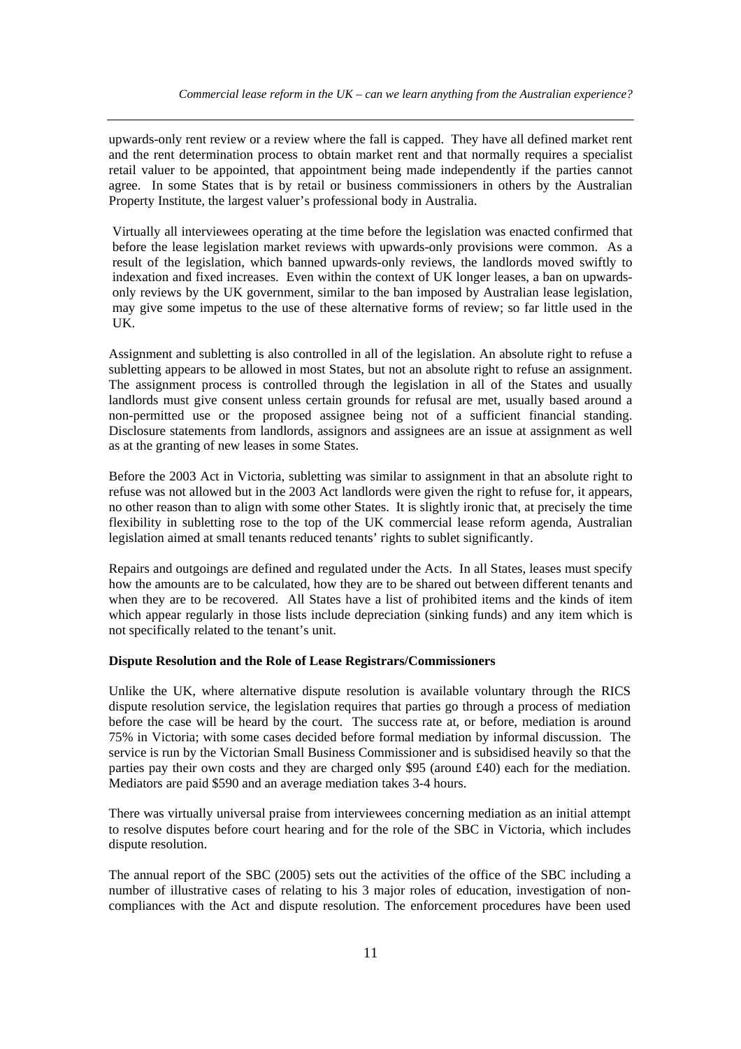upwards-only rent review or a review where the fall is capped. They have all defined market rent and the rent determination process to obtain market rent and that normally requires a specialist retail valuer to be appointed, that appointment being made independently if the parties cannot agree. In some States that is by retail or business commissioners in others by the Australian Property Institute, the largest valuer's professional body in Australia.

Virtually all interviewees operating at the time before the legislation was enacted confirmed that before the lease legislation market reviews with upwards-only provisions were common. As a result of the legislation, which banned upwards-only reviews, the landlords moved swiftly to indexation and fixed increases. Even within the context of UK longer leases, a ban on upwards-only reviews by the UK government, similar to the ban imposed by Australian lease legislation, may give some impetus to the use of these alternative forms of review; so far little used in the UK.

Assignment and subletting is also controlled in all of the legislation. An absolute right to refuse a subletting appears to be allowed in most States, but not an absolute right to refuse an assignment. The assignment process is controlled through the legislation in all of the States and usually landlords must give consent unless certain grounds for refusal are met, usually based around a non-permitted use or the proposed assignee being not of a sufficient financial standing. Disclosure statements from landlords, assignors and assignees are an issue at assignment as well as at the granting of new leases in some States.

Before the 2003 Act in Victoria, subletting was similar to assignment in that an absolute right to refuse was not allowed but in the 2003 Act landlords were given the right to refuse for, it appears, no other reason than to align with some other States. It is slightly ironic that, at precisely the time flexibility in subletting rose to the top of the UK commercial lease reform agenda, Australian legislation aimed at small tenants reduced tenants' rights to sublet significantly.

Repairs and outgoings are defined and regulated under the Acts. In all States, leases must specify how the amounts are to be calculated, how they are to be shared out between different tenants and when they are to be recovered. All States have a list of prohibited items and the kinds of item which appear regularly in those lists include depreciation (sinking funds) and any item which is not specifically related to the tenant's unit.

**Dispute Resolution and the Role of Lease Registrars/Commissioners**

Unlike the UK, where alternative dispute resolution is available voluntary through the RICS dispute resolution service, the legislation requires that parties go through a process of mediation before the case will be heard by the court. The success rate at, or before, mediation is around 75% in Victoria; with some cases decided before formal mediation by informal discussion. The service is run by the Victorian Small Business Commissioner and is subsidised heavily so that the parties pay their own costs and they are charged only $95 (around £40) each for the mediation. Mediators are paid $590 and an average mediation takes 3-4 hours.

There was virtually universal praise from interviewees concerning mediation as an initial attempt to resolve disputes before court hearing and for the role of the SBC in Victoria, which includes dispute resolution.

The annual report of the SBC (2005) sets out the activities of the office of the SBC including a number of illustrative cases of relating to his 3 major roles of education, investigation of non-compliances with the Act and dispute resolution. The enforcement procedures have been used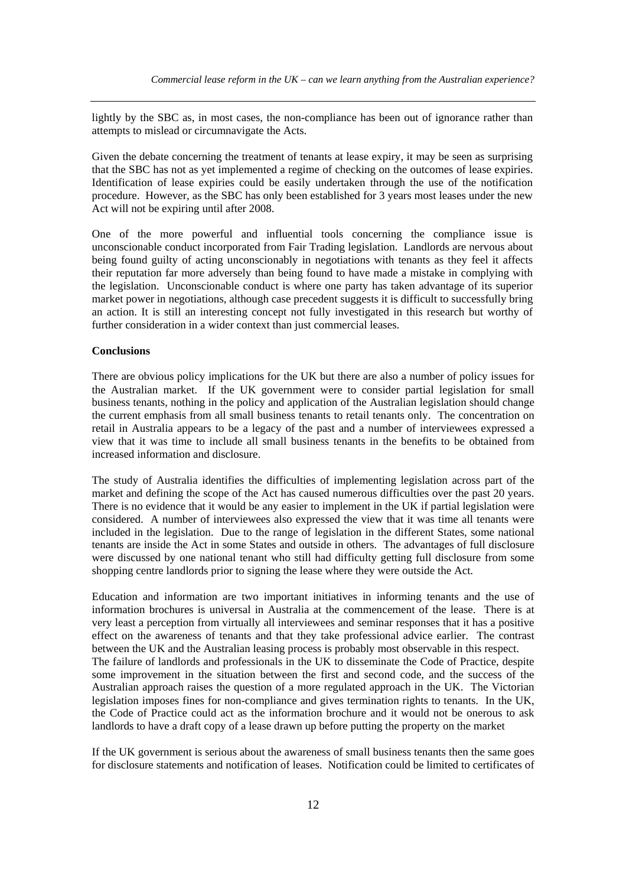lightly by the SBC as, in most cases, the non-compliance has been out of ignorance rather than attempts to mislead or circumnavigate the Acts.

Given the debate concerning the treatment of tenants at lease expiry, it may be seen as surprising that the SBC has not as yet implemented a regime of checking on the outcomes of lease expiries. Identification of lease expiries could be easily undertaken through the use of the notification procedure. However, as the SBC has only been established for 3 years most leases under the new Act will not be expiring until after 2008.

One of the more powerful and influential tools concerning the compliance issue is unconscionable conduct incorporated from Fair Trading legislation. Landlords are nervous about being found guilty of acting unconscionably in negotiations with tenants as they feel it affects their reputation far more adversely than being found to have made a mistake in complying with the legislation. Unconscionable conduct is where one party has taken advantage of its superior market power in negotiations, although case precedent suggests it is difficult to successfully bring an action. It is still an interesting concept not fully investigated in this research but worthy of further consideration in a wider context than just commercial leases.

**Conclusions**

There are obvious policy implications for the UK but there are also a number of policy issues for the Australian market. If the UK government were to consider partial legislation for small business tenants, nothing in the policy and application of the Australian legislation should change the current emphasis from all small business tenants to retail tenants only. The concentration on retail in Australia appears to be a legacy of the past and a number of interviewees expressed a view that it was time to include all small business tenants in the benefits to be obtained from increased information and disclosure.

The study of Australia identifies the difficulties of implementing legislation across part of the market and defining the scope of the Act has caused numerous difficulties over the past 20 years. There is no evidence that it would be any easier to implement in the UK if partial legislation were considered. A number of interviewees also expressed the view that it was time all tenants were included in the legislation. Due to the range of legislation in the different States, some national tenants are inside the Act in some States and outside in others. The advantages of full disclosure were discussed by one national tenant who still had difficulty getting full disclosure from some shopping centre landlords prior to signing the lease where they were outside the Act.

Education and information are two important initiatives in informing tenants and the use of information brochures is universal in Australia at the commencement of the lease. There is at very least a perception from virtually all interviewees and seminar responses that it has a positive effect on the awareness of tenants and that they take professional advice earlier. The contrast between the UK and the Australian leasing process is probably most observable in this respect.
The failure of landlords and professionals in the UK to disseminate the Code of Practice, despite some improvement in the situation between the first and second code, and the success of the Australian approach raises the question of a more regulated approach in the UK. The Victorian legislation imposes fines for non-compliance and gives termination rights to tenants. In the UK, the Code of Practice could act as the information brochure and it would not be onerous to ask landlords to have a draft copy of a lease drawn up before putting the property on the market

If the UK government is serious about the awareness of small business tenants then the same goes for disclosure statements and notification of leases. Notification could be limited to certificates of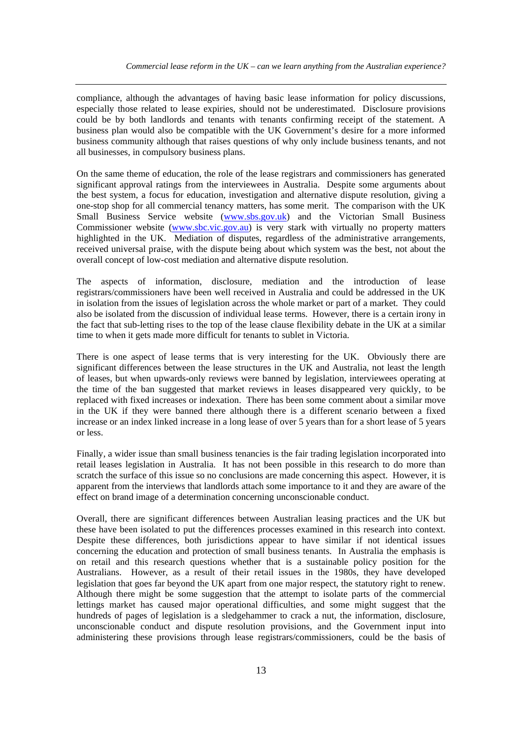compliance, although the advantages of having basic lease information for policy discussions, especially those related to lease expiries, should not be underestimated. Disclosure provisions could be by both landlords and tenants with tenants confirming receipt of the statement. A business plan would also be compatible with the UK Government's desire for a more informed business community although that raises questions of why only include business tenants, and not all businesses, in compulsory business plans.

On the same theme of education, the role of the lease registrars and commissioners has generated significant approval ratings from the interviewees in Australia. Despite some arguments about the best system, a focus for education, investigation and alternative dispute resolution, giving a one-stop shop for all commercial tenancy matters, has some merit. The comparison with the UK Small Business Service website (www.sbs.gov.uk) and the Victorian Small Business Commissioner website (www.sbc.vic.gov.au) is very stark with virtually no property matters highlighted in the UK. Mediation of disputes, regardless of the administrative arrangements, received universal praise, with the dispute being about which system was the best, not about the overall concept of low-cost mediation and alternative dispute resolution.

The aspects of information, disclosure, mediation and the introduction of lease registrars/commissioners have been well received in Australia and could be addressed in the UK in isolation from the issues of legislation across the whole market or part of a market. They could also be isolated from the discussion of individual lease terms. However, there is a certain irony in the fact that sub-letting rises to the top of the lease clause flexibility debate in the UK at a similar time to when it gets made more difficult for tenants to sublet in Victoria.

There is one aspect of lease terms that is very interesting for the UK. Obviously there are significant differences between the lease structures in the UK and Australia, not least the length of leases, but when upwards-only reviews were banned by legislation, interviewees operating at the time of the ban suggested that market reviews in leases disappeared very quickly, to be replaced with fixed increases or indexation. There has been some comment about a similar move in the UK if they were banned there although there is a different scenario between a fixed increase or an index linked increase in a long lease of over 5 years than for a short lease of 5 years or less.

Finally, a wider issue than small business tenancies is the fair trading legislation incorporated into retail leases legislation in Australia. It has not been possible in this research to do more than scratch the surface of this issue so no conclusions are made concerning this aspect. However, it is apparent from the interviews that landlords attach some importance to it and they are aware of the effect on brand image of a determination concerning unconscionable conduct.

Overall, there are significant differences between Australian leasing practices and the UK but these have been isolated to put the differences processes examined in this research into context. Despite these differences, both jurisdictions appear to have similar if not identical issues concerning the education and protection of small business tenants. In Australia the emphasis is on retail and this research questions whether that is a sustainable policy position for the Australians. However, as a result of their retail issues in the 1980s, they have developed legislation that goes far beyond the UK apart from one major respect, the statutory right to renew. Although there might be some suggestion that the attempt to isolate parts of the commercial lettings market has caused major operational difficulties, and some might suggest that the hundreds of pages of legislation is a sledgehammer to crack a nut, the information, disclosure, unconscionable conduct and dispute resolution provisions, and the Government input into administering these provisions through lease registrars/commissioners, could be the basis of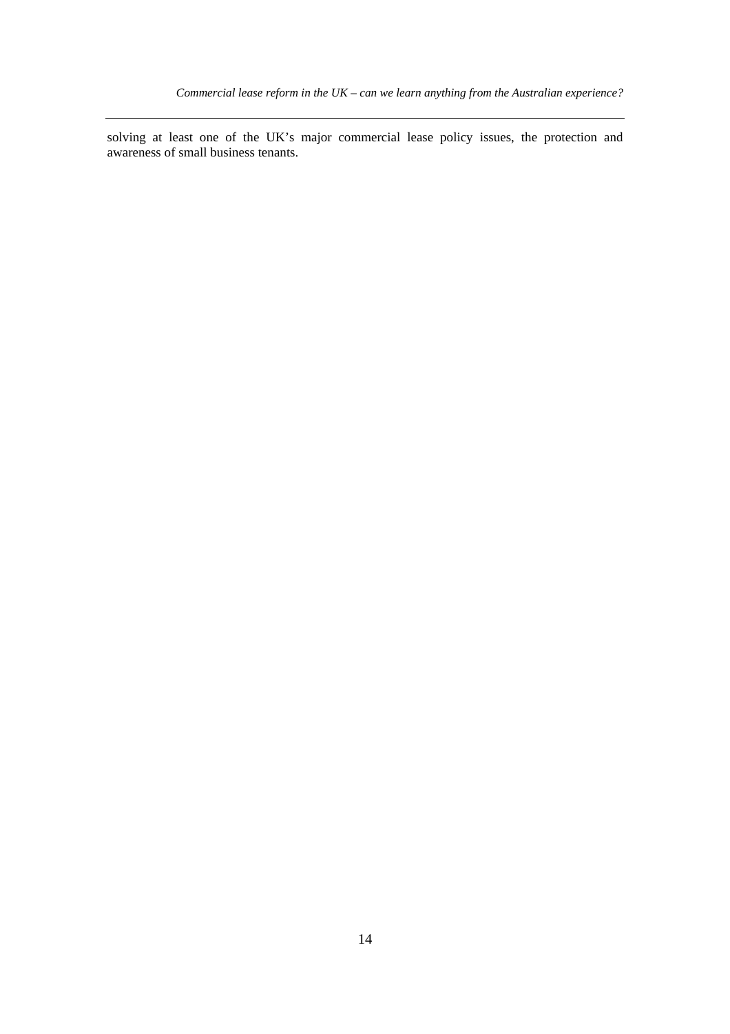solving at least one of the UK's major commercial lease policy issues, the protection and awareness of small business tenants.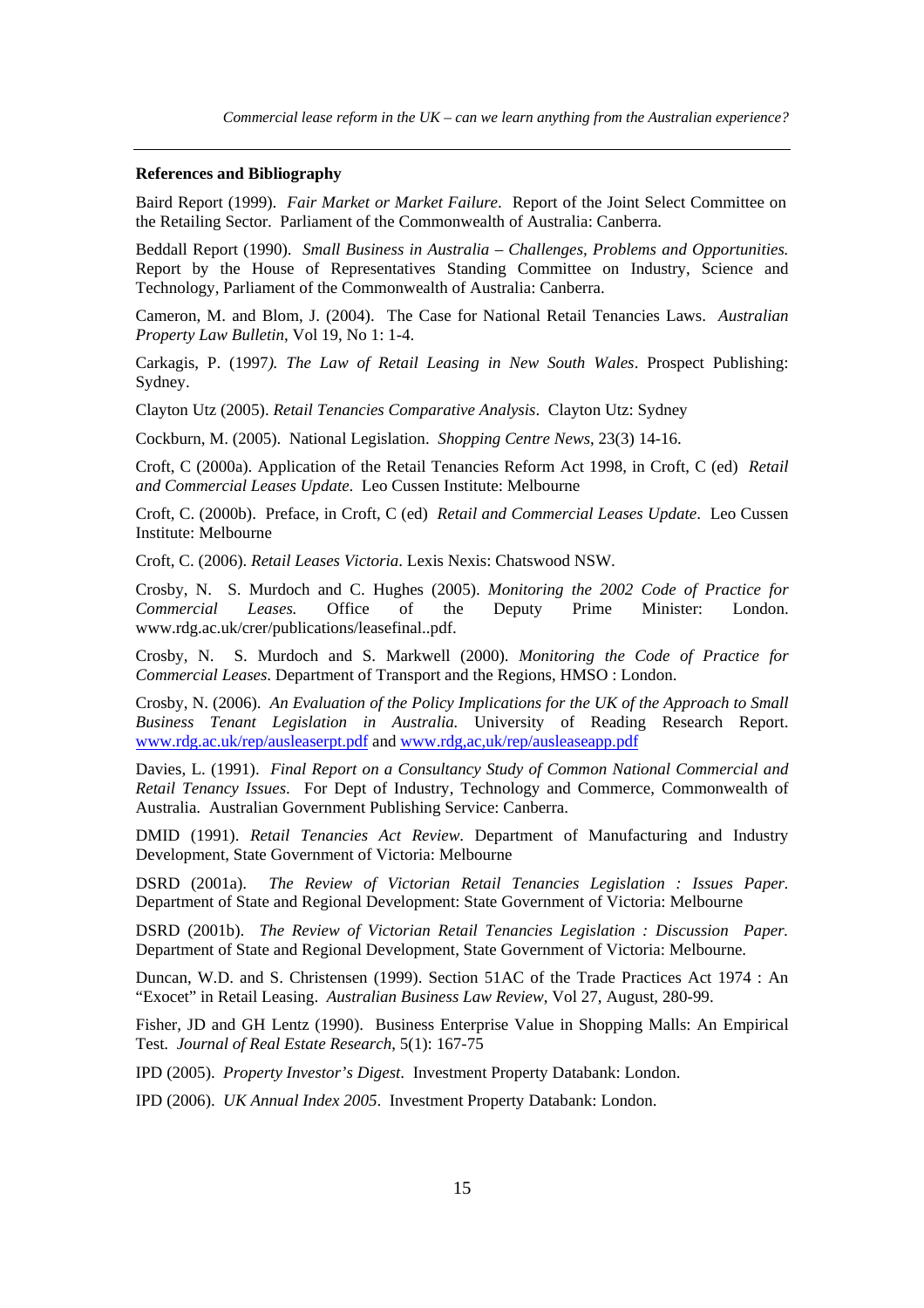**References and Bibliography**

Baird Report (1999). *Fair Market or Market Failure*. Report of the Joint Select Committee on the Retailing Sector. Parliament of the Commonwealth of Australia: Canberra.

Beddall Report (1990). *Small Business in Australia – Challenges, Problems and Opportunities.* Report by the House of Representatives Standing Committee on Industry, Science and Technology, Parliament of the Commonwealth of Australia: Canberra.

Cameron, M. and Blom, J. (2004). The Case for National Retail Tenancies Laws. *Australian Property Law Bulletin*, Vol 19, No 1: 1-4.

Carkagis, P. (1997*). The Law of Retail Leasing in New South Wales*. Prospect Publishing: Sydney.

Clayton Utz (2005). *Retail Tenancies Comparative Analysis*. Clayton Utz: Sydney

Cockburn, M. (2005). National Legislation. *Shopping Centre News*, 23(3) 14-16.

Croft, C (2000a). Application of the Retail Tenancies Reform Act 1998, in Croft, C (ed) *Retail and Commercial Leases Update*. Leo Cussen Institute: Melbourne

Croft, C. (2000b). Preface, in Croft, C (ed) *Retail and Commercial Leases Update*. Leo Cussen Institute: Melbourne

Croft, C. (2006). *Retail Leases Victoria*. Lexis Nexis: Chatswood NSW.

Crosby, N. S. Murdoch and C. Hughes (2005). *Monitoring the 2002 Code of Practice for Commercial Leases.* Office of the Deputy Prime Minister: London. www.rdg.ac.uk/crer/publications/leasefinal..pdf.

Crosby, N. S. Murdoch and S. Markwell (2000). *Monitoring the Code of Practice for Commercial Leases*. Department of Transport and the Regions, HMSO : London.

Crosby, N. (2006). *An Evaluation of the Policy Implications for the UK of the Approach to Small Business Tenant Legislation in Australia.* University of Reading Research Report. www.rdg.ac.uk/rep/ausleaserpt.pdf and www.rdg,ac,uk/rep/ausleaseapp.pdf

Davies, L. (1991). *Final Report on a Consultancy Study of Common National Commercial and Retail Tenancy Issues*. For Dept of Industry, Technology and Commerce, Commonwealth of Australia. Australian Government Publishing Service: Canberra.

DMID (1991). *Retail Tenancies Act Review*. Department of Manufacturing and Industry Development, State Government of Victoria: Melbourne

DSRD (2001a). *The Review of Victorian Retail Tenancies Legislation : Issues Paper.* Department of State and Regional Development: State Government of Victoria: Melbourne

DSRD (2001b). *The Review of Victorian Retail Tenancies Legislation : Discussion Paper.* Department of State and Regional Development, State Government of Victoria: Melbourne.

Duncan, W.D. and S. Christensen (1999). Section 51AC of the Trade Practices Act 1974 : An "Exocet" in Retail Leasing. *Australian Business Law Review*, Vol 27, August, 280-99.

Fisher, JD and GH Lentz (1990). Business Enterprise Value in Shopping Malls: An Empirical Test. *Journal of Real Estate Research*, 5(1): 167-75

IPD (2005). *Property Investor's Digest*. Investment Property Databank: London.

IPD (2006). *UK Annual Index 2005*. Investment Property Databank: London.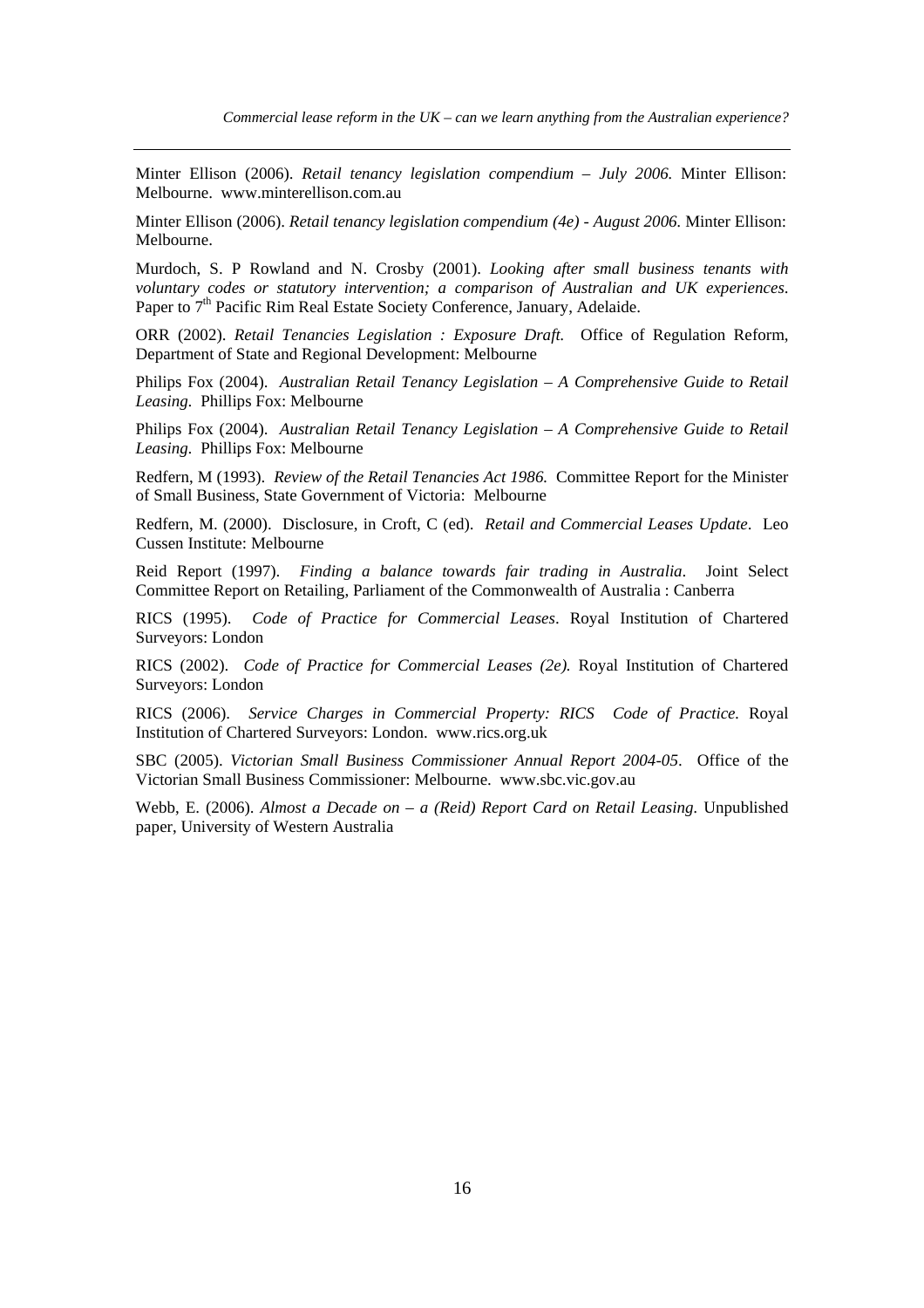Minter Ellison (2006). *Retail tenancy legislation compendium – July 2006.* Minter Ellison: Melbourne. www.minterellison.com.au

Minter Ellison (2006). *Retail tenancy legislation compendium (4e) - August 2006*. Minter Ellison: Melbourne.

Murdoch, S. P Rowland and N. Crosby (2001). *Looking after small business tenants with voluntary codes or statutory intervention; a comparison of Australian and UK experiences*. Paper to 7th Pacific Rim Real Estate Society Conference, January, Adelaide.

ORR (2002). *Retail Tenancies Legislation : Exposure Draft.* Office of Regulation Reform, Department of State and Regional Development: Melbourne

Philips Fox (2004). *Australian Retail Tenancy Legislation – A Comprehensive Guide to Retail Leasing*. Phillips Fox: Melbourne

Philips Fox (2004). *Australian Retail Tenancy Legislation – A Comprehensive Guide to Retail Leasing*. Phillips Fox: Melbourne

Redfern, M (1993). *Review of the Retail Tenancies Act 1986.* Committee Report for the Minister of Small Business, State Government of Victoria: Melbourne

Redfern, M. (2000). Disclosure, in Croft, C (ed). *Retail and Commercial Leases Update*. Leo Cussen Institute: Melbourne

Reid Report (1997). *Finding a balance towards fair trading in Australia*. Joint Select Committee Report on Retailing, Parliament of the Commonwealth of Australia : Canberra

RICS (1995). *Code of Practice for Commercial Leases*. Royal Institution of Chartered Surveyors: London

RICS (2002). *Code of Practice for Commercial Leases (2e).* Royal Institution of Chartered Surveyors: London

RICS (2006). *Service Charges in Commercial Property: RICS Code of Practice.* Royal Institution of Chartered Surveyors: London. www.rics.org.uk

SBC (2005). *Victorian Small Business Commissioner Annual Report 2004-05*. Office of the Victorian Small Business Commissioner: Melbourne. www.sbc.vic.gov.au

Webb, E. (2006). *Almost a Decade on – a (Reid) Report Card on Retail Leasing.* Unpublished paper, University of Western Australia